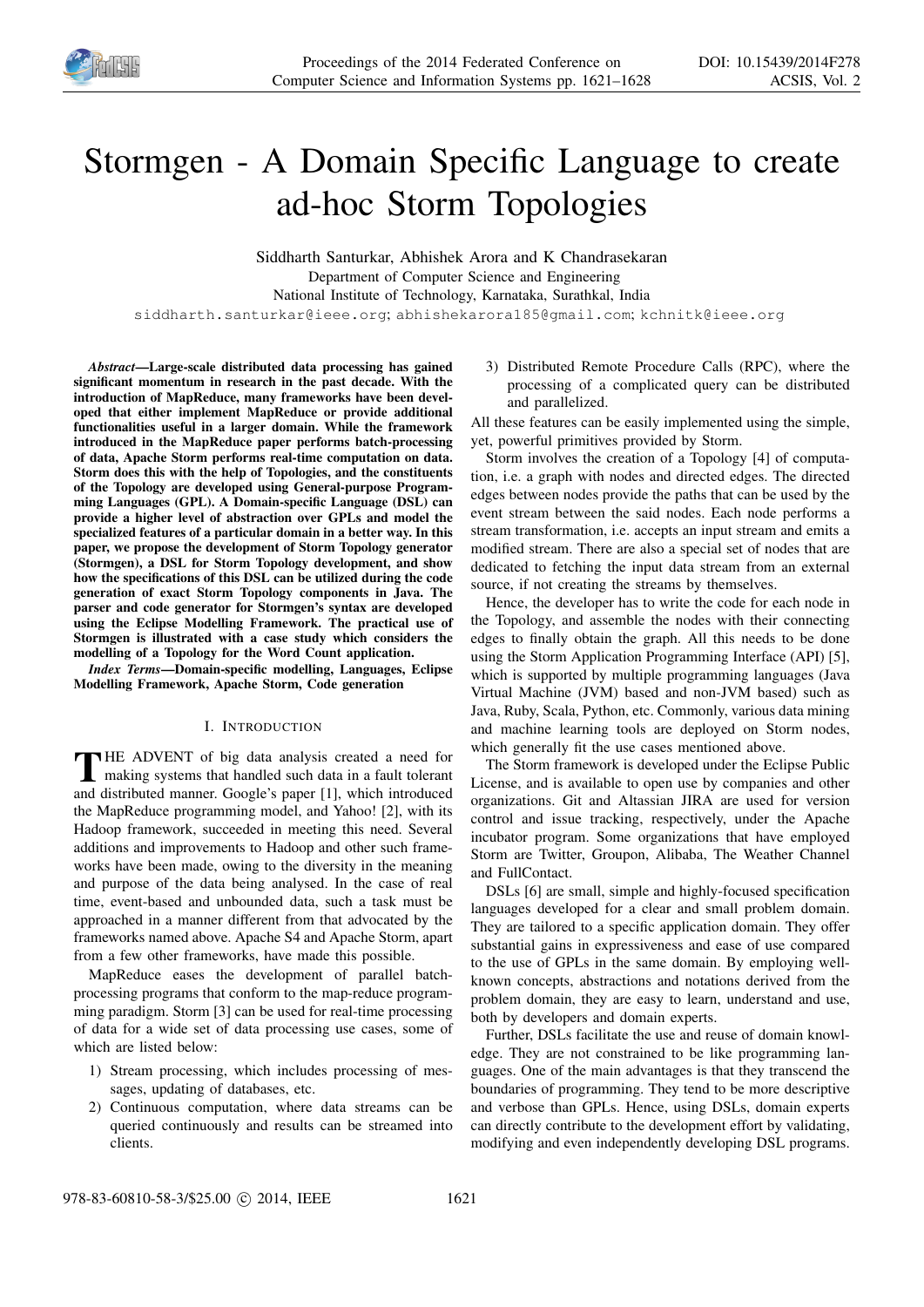# Stormgen - A Domain Specific Language to create ad-hoc Storm Topologies

Siddharth Santurkar, Abhishek Arora and K Chandrasekaran
Department of Computer Science and Engineering
National Institute of Technology, Karnataka, Surathkal, India
siddharth.santurkar@ieee.org; abhishekarora185@gmail.com; kchnitk@ieee.org

***Abstract*—Large-scale distributed data processing has gained significant momentum in research in the past decade. With the introduction of MapReduce, many frameworks have been developed that either implement MapReduce or provide additional functionalities useful in a larger domain. While the framework introduced in the MapReduce paper performs batch-processing of data, Apache Storm performs real-time computation on data. Storm does this with the help of Topologies, and the constituents of the Topology are developed using General-purpose Programming Languages (GPL). A Domain-specific Language (DSL) can provide a higher level of abstraction over GPLs and model the specialized features of a particular domain in a better way. In this paper, we propose the development of Storm Topology generator (Stormgen), a DSL for Storm Topology development, and show how the specifications of this DSL can be utilized during the code generation of exact Storm Topology components in Java. The parser and code generator for Stormgen's syntax are developed using the Eclipse Modelling Framework. The practical use of Stormgen is illustrated with a case study which considers the modelling of a Topology for the Word Count application.**

***Index Terms*—Domain-specific modelling, Languages, Eclipse Modelling Framework, Apache Storm, Code generation**

## I. Introduction

The advent of big data analysis created a need for making systems that handled such data in a fault tolerant and distributed manner. Google's paper [1], which introduced the MapReduce programming model, and Yahoo! [2], with its Hadoop framework, succeeded in meeting this need. Several additions and improvements to Hadoop and other such frameworks have been made, owing to the diversity in the meaning and purpose of the data being analysed. In the case of real time, event-based and unbounded data, such a task must be approached in a manner different from that advocated by the frameworks named above. Apache S4 and Apache Storm, apart from a few other frameworks, have made this possible.

MapReduce eases the development of parallel batch-processing programs that conform to the map-reduce programming paradigm. Storm [3] can be used for real-time processing of data for a wide set of data processing use cases, some of which are listed below:

1) Stream processing, which includes processing of messages, updating of databases, etc.
2) Continuous computation, where data streams can be queried continuously and results can be streamed into clients.
3) Distributed Remote Procedure Calls (RPC), where the processing of a complicated query can be distributed and parallelized.

All these features can be easily implemented using the simple, yet, powerful primitives provided by Storm.

Storm involves the creation of a Topology [4] of computation, i.e. a graph with nodes and directed edges. The directed edges between nodes provide the paths that can be used by the event stream between the said nodes. Each node performs a stream transformation, i.e. accepts an input stream and emits a modified stream. There are also a special set of nodes that are dedicated to fetching the input data stream from an external source, if not creating the streams by themselves.

Hence, the developer has to write the code for each node in the Topology, and assemble the nodes with their connecting edges to finally obtain the graph. All this needs to be done using the Storm Application Programming Interface (API) [5], which is supported by multiple programming languages (Java Virtual Machine (JVM) based and non-JVM based) such as Java, Ruby, Scala, Python, etc. Commonly, various data mining and machine learning tools are deployed on Storm nodes, which generally fit the use cases mentioned above.

The Storm framework is developed under the Eclipse Public License, and is available to open use by companies and other organizations. Git and Altassian JIRA are used for version control and issue tracking, respectively, under the Apache incubator program. Some organizations that have employed Storm are Twitter, Groupon, Alibaba, The Weather Channel and FullContact.

DSLs [6] are small, simple and highly-focused specification languages developed for a clear and small problem domain. They are tailored to a specific application domain. They offer substantial gains in expressiveness and ease of use compared to the use of GPLs in the same domain. By employing well-known concepts, abstractions and notations derived from the problem domain, they are easy to learn, understand and use, both by developers and domain experts.

Further, DSLs facilitate the use and reuse of domain knowledge. They are not constrained to be like programming languages. One of the main advantages is that they transcend the boundaries of programming. They tend to be more descriptive and verbose than GPLs. Hence, using DSLs, domain experts can directly contribute to the development effort by validating, modifying and even independently developing DSL programs.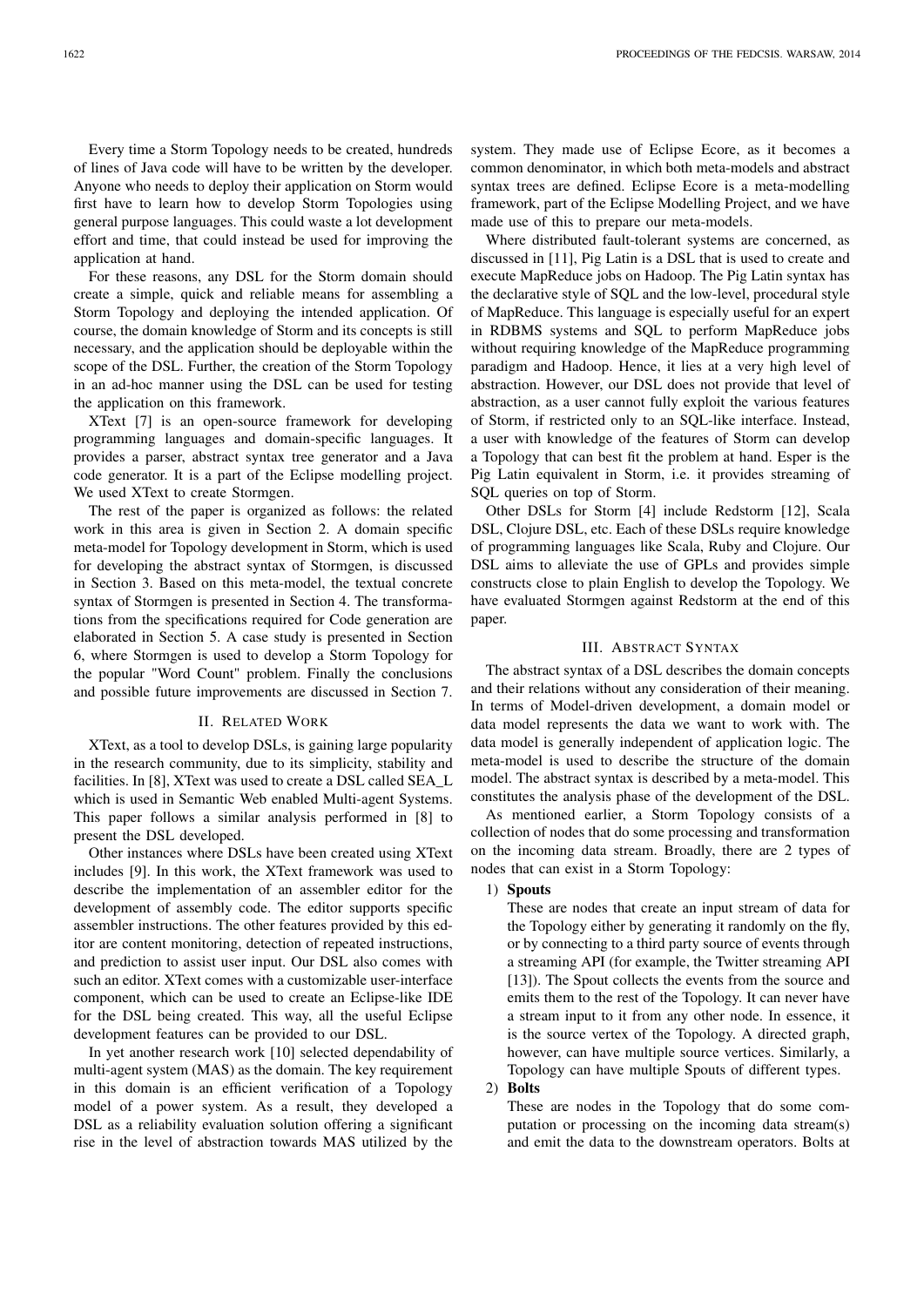Every time a Storm Topology needs to be created, hundreds of lines of Java code will have to be written by the developer. Anyone who needs to deploy their application on Storm would first have to learn how to develop Storm Topologies using general purpose languages. This could waste a lot development effort and time, that could instead be used for improving the application at hand.

For these reasons, any DSL for the Storm domain should create a simple, quick and reliable means for assembling a Storm Topology and deploying the intended application. Of course, the domain knowledge of Storm and its concepts is still necessary, and the application should be deployable within the scope of the DSL. Further, the creation of the Storm Topology in an ad-hoc manner using the DSL can be used for testing the application on this framework.

XText [7] is an open-source framework for developing programming languages and domain-specific languages. It provides a parser, abstract syntax tree generator and a Java code generator. It is a part of the Eclipse modelling project. We used XText to create Stormgen.

The rest of the paper is organized as follows: the related work in this area is given in Section 2. A domain specific meta-model for Topology development in Storm, which is used for developing the abstract syntax of Stormgen, is discussed in Section 3. Based on this meta-model, the textual concrete syntax of Stormgen is presented in Section 4. The transformations from the specifications required for Code generation are elaborated in Section 5. A case study is presented in Section 6, where Stormgen is used to develop a Storm Topology for the popular "Word Count" problem. Finally the conclusions and possible future improvements are discussed in Section 7.

## II. Related Work

XText, as a tool to develop DSLs, is gaining large popularity in the research community, due to its simplicity, stability and facilities. In [8], XText was used to create a DSL called SEA_L which is used in Semantic Web enabled Multi-agent Systems. This paper follows a similar analysis performed in [8] to present the DSL developed.

Other instances where DSLs have been created using XText includes [9]. In this work, the XText framework was used to describe the implementation of an assembler editor for the development of assembly code. The editor supports specific assembler instructions. The other features provided by this editor are content monitoring, detection of repeated instructions, and prediction to assist user input. Our DSL also comes with such an editor. XText comes with a customizable user-interface component, which can be used to create an Eclipse-like IDE for the DSL being created. This way, all the useful Eclipse development features can be provided to our DSL.

In yet another research work [10] selected dependability of multi-agent system (MAS) as the domain. The key requirement in this domain is an efficient verification of a Topology model of a power system. As a result, they developed a DSL as a reliability evaluation solution offering a significant rise in the level of abstraction towards MAS utilized by the system. They made use of Eclipse Ecore, as it becomes a common denominator, in which both meta-models and abstract syntax trees are defined. Eclipse Ecore is a meta-modelling framework, part of the Eclipse Modelling Project, and we have made use of this to prepare our meta-models.

Where distributed fault-tolerant systems are concerned, as discussed in [11], Pig Latin is a DSL that is used to create and execute MapReduce jobs on Hadoop. The Pig Latin syntax has the declarative style of SQL and the low-level, procedural style of MapReduce. This language is especially useful for an expert in RDBMS systems and SQL to perform MapReduce jobs without requiring knowledge of the MapReduce programming paradigm and Hadoop. Hence, it lies at a very high level of abstraction. However, our DSL does not provide that level of abstraction, as a user cannot fully exploit the various features of Storm, if restricted only to an SQL-like interface. Instead, a user with knowledge of the features of Storm can develop a Topology that can best fit the problem at hand. Esper is the Pig Latin equivalent in Storm, i.e. it provides streaming of SQL queries on top of Storm.

Other DSLs for Storm [4] include Redstorm [12], Scala DSL, Clojure DSL, etc. Each of these DSLs require knowledge of programming languages like Scala, Ruby and Clojure. Our DSL aims to alleviate the use of GPLs and provides simple constructs close to plain English to develop the Topology. We have evaluated Stormgen against Redstorm at the end of this paper.

## III. Abstract Syntax

The abstract syntax of a DSL describes the domain concepts and their relations without any consideration of their meaning. In terms of Model-driven development, a domain model or data model represents the data we want to work with. The data model is generally independent of application logic. The meta-model is used to describe the structure of the domain model. The abstract syntax is described by a meta-model. This constitutes the analysis phase of the development of the DSL.

As mentioned earlier, a Storm Topology consists of a collection of nodes that do some processing and transformation on the incoming data stream. Broadly, there are 2 types of nodes that can exist in a Storm Topology:

1) **Spouts**

   These are nodes that create an input stream of data for the Topology either by generating it randomly on the fly, or by connecting to a third party source of events through a streaming API (for example, the Twitter streaming API [13]). The Spout collects the events from the source and emits them to the rest of the Topology. It can never have a stream input to it from any other node. In essence, it is the source vertex of the Topology. A directed graph, however, can have multiple source vertices. Similarly, a Topology can have multiple Spouts of different types.

2) **Bolts**

   These are nodes in the Topology that do some computation or processing on the incoming data stream(s) and emit the data to the downstream operators. Bolts at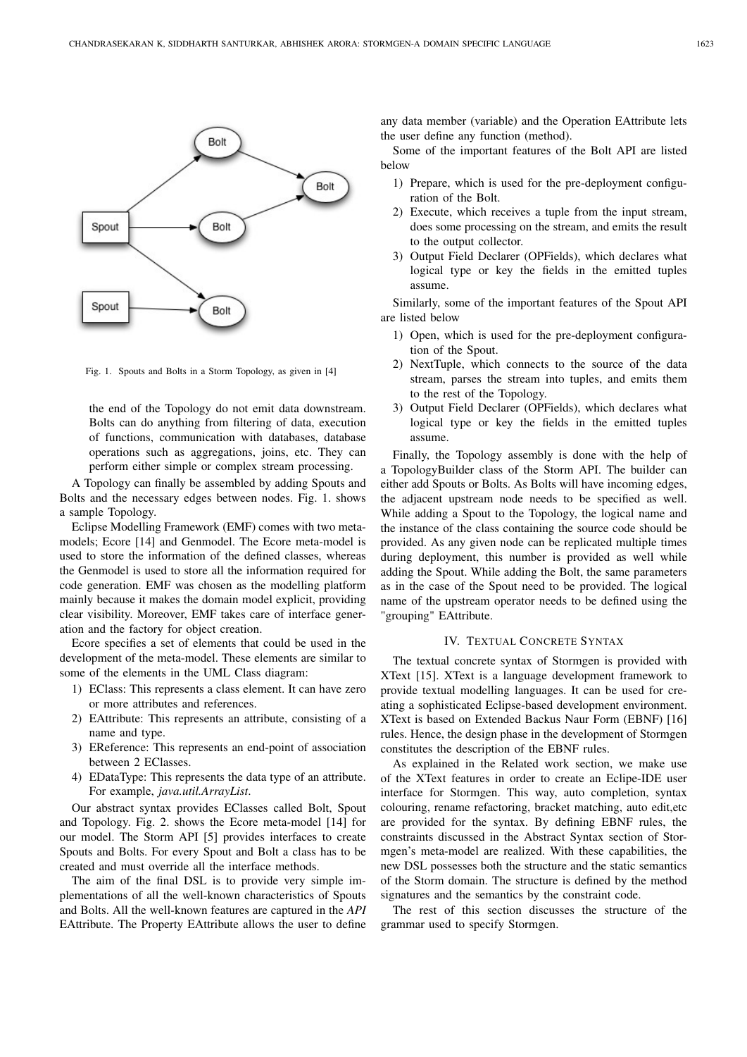Fig. 1. Spouts and Bolts in a Storm Topology, as given in [4]

the end of the Topology do not emit data downstream. Bolts can do anything from filtering of data, execution of functions, communication with databases, database operations such as aggregations, joins, etc. They can perform either simple or complex stream processing.

A Topology can finally be assembled by adding Spouts and Bolts and the necessary edges between nodes. Fig. 1. shows a sample Topology.

Eclipse Modelling Framework (EMF) comes with two meta-models; Ecore [14] and Genmodel. The Ecore meta-model is used to store the information of the defined classes, whereas the Genmodel is used to store all the information required for code generation. EMF was chosen as the modelling platform mainly because it makes the domain model explicit, providing clear visibility. Moreover, EMF takes care of interface generation and the factory for object creation.

Ecore specifies a set of elements that could be used in the development of the meta-model. These elements are similar to some of the elements in the UML Class diagram:

1) EClass: This represents a class element. It can have zero or more attributes and references.
2) EAttribute: This represents an attribute, consisting of a name and type.
3) EReference: This represents an end-point of association between 2 EClasses.
4) EDataType: This represents the data type of an attribute. For example, *java.util.ArrayList*.

Our abstract syntax provides EClasses called Bolt, Spout and Topology. Fig. 2. shows the Ecore meta-model [14] for our model. The Storm API [5] provides interfaces to create Spouts and Bolts. For every Spout and Bolt a class has to be created and must override all the interface methods.

The aim of the final DSL is to provide very simple implementations of all the well-known characteristics of Spouts and Bolts. All the well-known features are captured in the *API* EAttribute. The Property EAttribute allows the user to define any data member (variable) and the Operation EAttribute lets the user define any function (method).

Some of the important features of the Bolt API are listed below

1) Prepare, which is used for the pre-deployment configuration of the Bolt.
2) Execute, which receives a tuple from the input stream, does some processing on the stream, and emits the result to the output collector.
3) Output Field Declarer (OPFields), which declares what logical type or key the fields in the emitted tuples assume.

Similarly, some of the important features of the Spout API are listed below

1) Open, which is used for the pre-deployment configuration of the Spout.
2) NextTuple, which connects to the source of the data stream, parses the stream into tuples, and emits them to the rest of the Topology.
3) Output Field Declarer (OPFields), which declares what logical type or key the fields in the emitted tuples assume.

Finally, the Topology assembly is done with the help of a TopologyBuilder class of the Storm API. The builder can either add Spouts or Bolts. As Bolts will have incoming edges, the adjacent upstream node needs to be specified as well. While adding a Spout to the Topology, the logical name and the instance of the class containing the source code should be provided. As any given node can be replicated multiple times during deployment, this number is provided as well while adding the Spout. While adding the Bolt, the same parameters as in the case of the Spout need to be provided. The logical name of the upstream operator needs to be defined using the "grouping" EAttribute.

## IV. Textual Concrete Syntax

The textual concrete syntax of Stormgen is provided with XText [15]. XText is a language development framework to provide textual modelling languages. It can be used for creating a sophisticated Eclipse-based development environment. XText is based on Extended Backus Naur Form (EBNF) [16] rules. Hence, the design phase in the development of Stormgen constitutes the description of the EBNF rules.

As explained in the Related work section, we make use of the XText features in order to create an Eclipe-IDE user interface for Stormgen. This way, auto completion, syntax colouring, rename refactoring, bracket matching, auto edit,etc are provided for the syntax. By defining EBNF rules, the constraints discussed in the Abstract Syntax section of Stormgen's meta-model are realized. With these capabilities, the new DSL possesses both the structure and the static semantics of the Storm domain. The structure is defined by the method signatures and the semantics by the constraint code.

The rest of this section discusses the structure of the grammar used to specify Stormgen.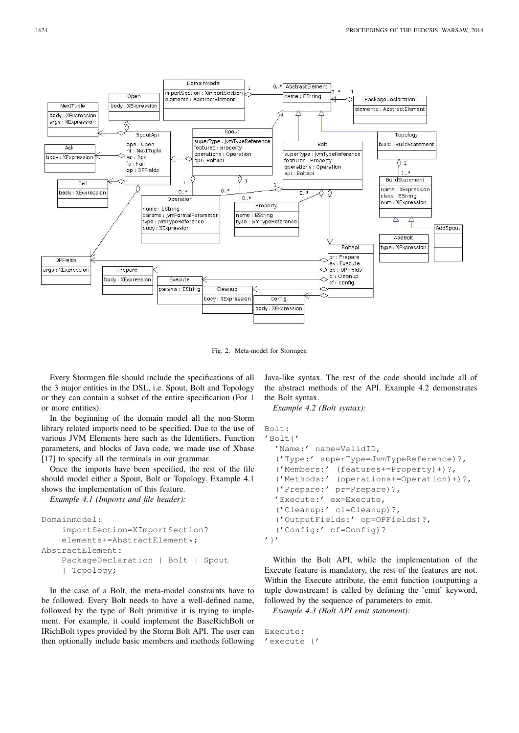Fig. 2. Meta-model for Stormgen

Every Stormgen file should include the specifications of all the 3 major entities in the DSL, i.e. Spout, Bolt and Topology or they can contain a subset of the entire specification (For 1 or more entities).

In the beginning of the domain model all the non-Storm library related imports need to be specified. Due to the use of various JVM Elements here such as the Identifiers, Function parameters, and blocks of Java code, we made use of Xbase [17] to specify all the terminals in our grammar.

Once the imports have been specified, the rest of the file should model either a Spout, Bolt or Topology. Example 4.1 shows the implementation of this feature.

*Example 4.1 (Imports and file header):*

```
Domainmodel:
    importSection=XImportSection?
    elements+=AbstractElement*;
AbstractElement:
    PackageDeclaration | Bolt | Spout
    | Topology;
```

In the case of a Bolt, the meta-model constraints have to be followed. Every Bolt needs to have a well-defined name, followed by the type of Bolt primitive it is trying to implement. For example, it could implement the BaseRichBolt or IRichBolt types provided by the Storm Bolt API. The user can then optionally include basic members and methods following Java-like syntax. The rest of the code should include all of the abstract methods of the API. Example 4.2 demonstrates the Bolt syntax.

*Example 4.2 (Bolt syntax):*

```
Bolt:
'Bolt{'
  'Name:' name=ValidID,
  ('Type:' superType=JvmTypeReference)?,
  ('Members:' (features+=Property)+)?,
  ('Methods:' (operations+=Operation)+)?,
  ('Prepare:' pr=Prepare)?,
  'Execute:' ex=Execute,
  ('Cleanup:' cl=Cleanup)?,
  ('OutputFields:' op=OPFields)?,
  ('Config:' cf=Config)?
'}'
```

Within the Bolt API, while the implementation of the Execute feature is mandatory, the rest of the features are not. Within the Execute attribute, the emit function (outputting a tuple downstream) is called by defining the 'emit' keyword, followed by the sequence of parameters to emit.

*Example 4.3 (Bolt API emit statement):*

```
Execute:
'execute {'
```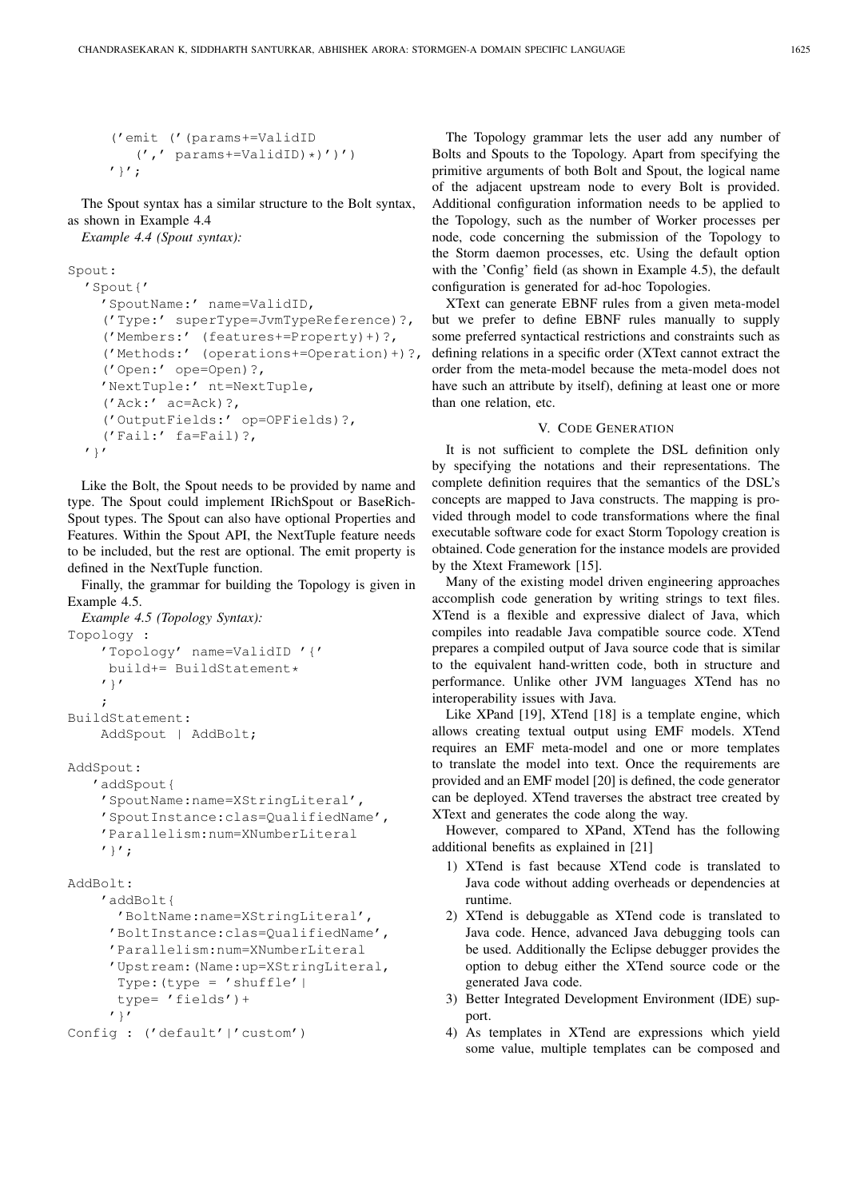```
    ('emit ('(params+=ValidID
        (',' params+=ValidID)*)')')
    '}';
```

The Spout syntax has a similar structure to the Bolt syntax, as shown in Example 4.4

*Example 4.4 (Spout syntax):*

```
Spout:
  'Spout{'
    'SpoutName:' name=ValidID,
    ('Type:' superType=JvmTypeReference)?,
    ('Members:' (features+=Property)+)?,
    ('Methods:' (operations+=Operation)+)?,
    ('Open:' ope=Open)?,
    'NextTuple:' nt=NextTuple,
    ('Ack:' ac=Ack)?,
    ('OutputFields:' op=OPFields)?,
    ('Fail:' fa=Fail)?,
  '}'
```

Like the Bolt, the Spout needs to be provided by name and type. The Spout could implement IRichSpout or BaseRichSpout types. The Spout can also have optional Properties and Features. Within the Spout API, the NextTuple feature needs to be included, but the rest are optional. The emit property is defined in the NextTuple function.

Finally, the grammar for building the Topology is given in Example 4.5.

*Example 4.5 (Topology Syntax):*

```
Topology :
    'Topology' name=ValidID '{'
     build+= BuildStatement*
    '}'
    ;
BuildStatement:
    AddSpout | AddBolt;

AddSpout:
   'addSpout{
    'SpoutName:name=XStringLiteral',
    'SpoutInstance:clas=QualifiedName',
    'Parallelism:num=XNumberLiteral
    '}';

AddBolt:
    'addBolt{
      'BoltName:name=XStringLiteral',
     'BoltInstance:clas=QualifiedName',
     'Parallelism:num=XNumberLiteral
     'Upstream:(Name:up=XStringLiteral,
      Type:(type = 'shuffle'|
      type= 'fields')+
     '}'
Config : ('default'|'custom')
```

The Topology grammar lets the user add any number of Bolts and Spouts to the Topology. Apart from specifying the primitive arguments of both Bolt and Spout, the logical name of the adjacent upstream node to every Bolt is provided. Additional configuration information needs to be applied to the Topology, such as the number of Worker processes per node, code concerning the submission of the Topology to the Storm daemon processes, etc. Using the default option with the 'Config' field (as shown in Example 4.5), the default configuration is generated for ad-hoc Topologies.

XText can generate EBNF rules from a given meta-model but we prefer to define EBNF rules manually to supply some preferred syntactical restrictions and constraints such as defining relations in a specific order (XText cannot extract the order from the meta-model because the meta-model does not have such an attribute by itself), defining at least one or more than one relation, etc.

## V. Code Generation

It is not sufficient to complete the DSL definition only by specifying the notations and their representations. The complete definition requires that the semantics of the DSL's concepts are mapped to Java constructs. The mapping is provided through model to code transformations where the final executable software code for exact Storm Topology creation is obtained. Code generation for the instance models are provided by the Xtext Framework [15].

Many of the existing model driven engineering approaches accomplish code generation by writing strings to text files. XTend is a flexible and expressive dialect of Java, which compiles into readable Java compatible source code. XTend prepares a compiled output of Java source code that is similar to the equivalent hand-written code, both in structure and performance. Unlike other JVM languages XTend has no interoperability issues with Java.

Like XPand [19], XTend [18] is a template engine, which allows creating textual output using EMF models. XTend requires an EMF meta-model and one or more templates to translate the model into text. Once the requirements are provided and an EMF model [20] is defined, the code generator can be deployed. XTend traverses the abstract tree created by XText and generates the code along the way.

However, compared to XPand, XTend has the following additional benefits as explained in [21]

1) XTend is fast because XTend code is translated to Java code without adding overheads or dependencies at runtime.
2) XTend is debuggable as XTend code is translated to Java code. Hence, advanced Java debugging tools can be used. Additionally the Eclipse debugger provides the option to debug either the XTend source code or the generated Java code.
3) Better Integrated Development Environment (IDE) support.
4) As templates in XTend are expressions which yield some value, multiple templates can be composed and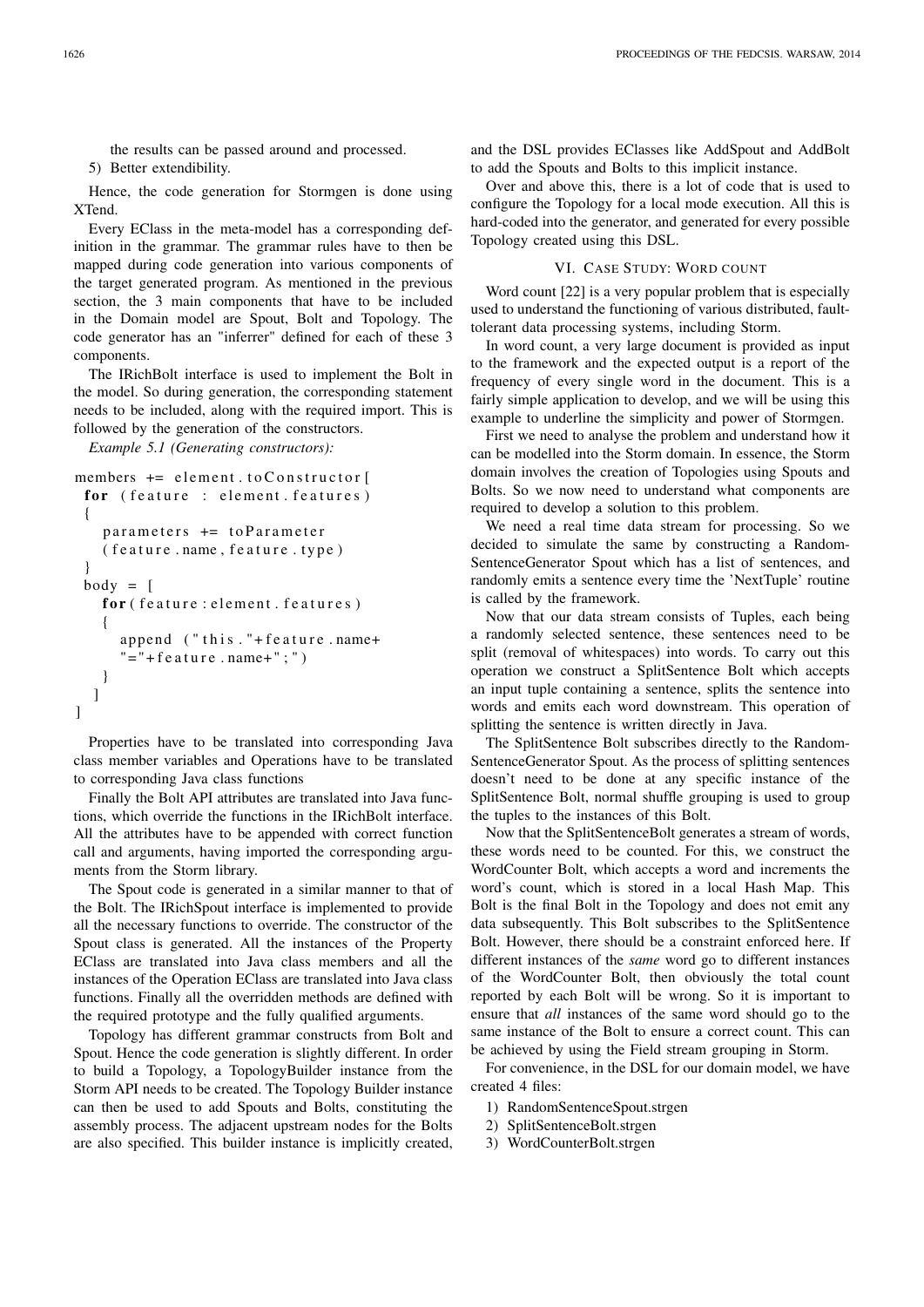the results can be passed around and processed.

5) Better extendibility.

Hence, the code generation for Stormgen is done using XTend.

Every EClass in the meta-model has a corresponding definition in the grammar. The grammar rules have to then be mapped during code generation into various components of the target generated program. As mentioned in the previous section, the 3 main components that have to be included in the Domain model are Spout, Bolt and Topology. The code generator has an "inferrer" defined for each of these 3 components.

The IRichBolt interface is used to implement the Bolt in the model. So during generation, the corresponding statement needs to be included, along with the required import. This is followed by the generation of the constructors.

*Example 5.1 (Generating constructors):*

```
members += element.toConstructor[
  for (feature : element.features)
  {
     parameters += toParameter
     (feature.name, feature.type)
  }
  body = [
     for(feature:element.features)
     {
        append ("this."+feature.name+
        "="+feature.name+";")
     }
   ]
]
```

Properties have to be translated into corresponding Java class member variables and Operations have to be translated to corresponding Java class functions

Finally the Bolt API attributes are translated into Java functions, which override the functions in the IRichBolt interface. All the attributes have to be appended with correct function call and arguments, having imported the corresponding arguments from the Storm library.

The Spout code is generated in a similar manner to that of the Bolt. The IRichSpout interface is implemented to provide all the necessary functions to override. The constructor of the Spout class is generated. All the instances of the Property EClass are translated into Java class members and all the instances of the Operation EClass are translated into Java class functions. Finally all the overridden methods are defined with the required prototype and the fully qualified arguments.

Topology has different grammar constructs from Bolt and Spout. Hence the code generation is slightly different. In order to build a Topology, a TopologyBuilder instance from the Storm API needs to be created. The Topology Builder instance can then be used to add Spouts and Bolts, constituting the assembly process. The adjacent upstream nodes for the Bolts are also specified. This builder instance is implicitly created, and the DSL provides EClasses like AddSpout and AddBolt to add the Spouts and Bolts to this implicit instance.

Over and above this, there is a lot of code that is used to configure the Topology for a local mode execution. All this is hard-coded into the generator, and generated for every possible Topology created using this DSL.

## VI. Case Study: Word count

Word count [22] is a very popular problem that is especially used to understand the functioning of various distributed, fault-tolerant data processing systems, including Storm.

In word count, a very large document is provided as input to the framework and the expected output is a report of the frequency of every single word in the document. This is a fairly simple application to develop, and we will be using this example to underline the simplicity and power of Stormgen.

First we need to analyse the problem and understand how it can be modelled into the Storm domain. In essence, the Storm domain involves the creation of Topologies using Spouts and Bolts. So we now need to understand what components are required to develop a solution to this problem.

We need a real time data stream for processing. So we decided to simulate the same by constructing a RandomSentenceGenerator Spout which has a list of sentences, and randomly emits a sentence every time the 'NextTuple' routine is called by the framework.

Now that our data stream consists of Tuples, each being a randomly selected sentence, these sentences need to be split (removal of whitespaces) into words. To carry out this operation we construct a SplitSentence Bolt which accepts an input tuple containing a sentence, splits the sentence into words and emits each word downstream. This operation of splitting the sentence is written directly in Java.

The SplitSentence Bolt subscribes directly to the RandomSentenceGenerator Spout. As the process of splitting sentences doesn't need to be done at any specific instance of the SplitSentence Bolt, normal shuffle grouping is used to group the tuples to the instances of this Bolt.

Now that the SplitSentenceBolt generates a stream of words, these words need to be counted. For this, we construct the WordCounter Bolt, which accepts a word and increments the word's count, which is stored in a local Hash Map. This Bolt is the final Bolt in the Topology and does not emit any data subsequently. This Bolt subscribes to the SplitSentence Bolt. However, there should be a constraint enforced here. If different instances of the *same* word go to different instances of the WordCounter Bolt, then obviously the total count reported by each Bolt will be wrong. So it is important to ensure that *all* instances of the same word should go to the same instance of the Bolt to ensure a correct count. This can be achieved by using the Field stream grouping in Storm.

For convenience, in the DSL for our domain model, we have created 4 files:

1) RandomSentenceSpout.strgen
2) SplitSentenceBolt.strgen
3) WordCounterBolt.strgen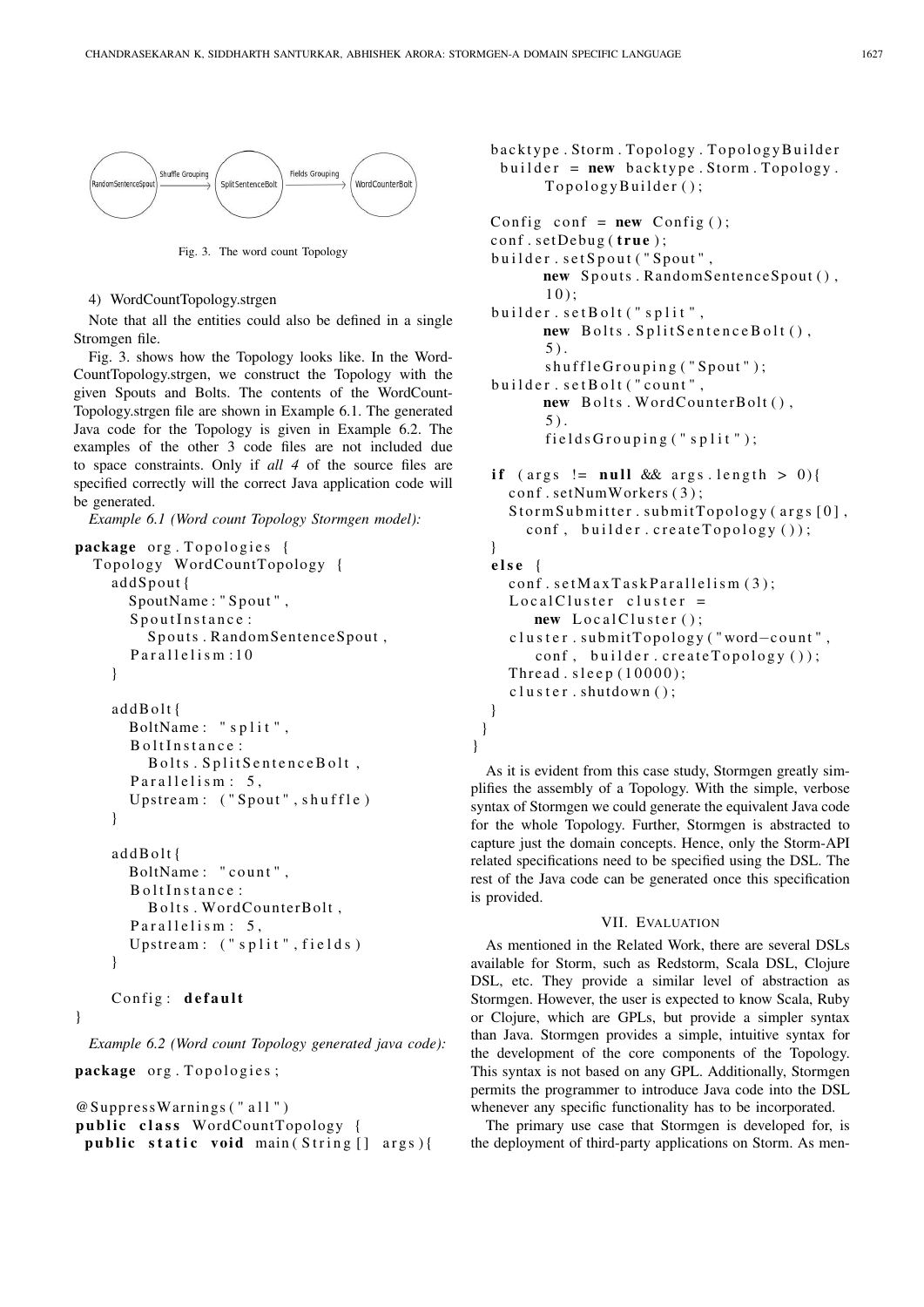Fig. 3. The word count Topology

4) WordCountTopology.strgen

Note that all the entities could also be defined in a single Stromgen file.

Fig. 3. shows how the Topology looks like. In the WordCountTopology.strgen, we construct the Topology with the given Spouts and Bolts. The contents of the WordCountTopology.strgen file are shown in Example 6.1. The generated Java code for the Topology is given in Example 6.2. The examples of the other 3 code files are not included due to space constraints. Only if *all 4* of the source files are specified correctly will the correct Java application code will be generated.

*Example 6.1 (Word count Topology Stormgen model):*

```
package org.Topologies {
  Topology WordCountTopology {
    addSpout{
      SpoutName:"Spout",
      SpoutInstance:
        Spouts.RandomSentenceSpout,
      Parallelism:10
    }

    addBolt{
      BoltName: "split",
      BoltInstance:
        Bolts.SplitSentenceBolt,
      Parallelism: 5,
      Upstream: ("Spout",shuffle)
    }

    addBolt{
      BoltName: "count",
      BoltInstance:
        Bolts.WordCounterBolt,
      Parallelism: 5,
      Upstream: ("split",fields)
    }

    Config: default
}
```

*Example 6.2 (Word count Topology generated java code):*

```
package org.Topologies;

@SuppressWarnings("all")
public class WordCountTopology {
 public static void main(String[] args){
  backtype.Storm.Topology.TopologyBuilder
   builder = new backtype.Storm.Topology.
       TopologyBuilder();

  Config conf = new Config();
  conf.setDebug(true);
  builder.setSpout("Spout",
       new Spouts.RandomSentenceSpout(),
       10);
  builder.setBolt("split",
       new Bolts.SplitSentenceBolt(),
       5).
       shuffleGrouping("Spout");
  builder.setBolt("count",
       new Bolts.WordCounterBolt(),
       5).
       fieldsGrouping("split");

  if (args != null && args.length > 0){
    conf.setNumWorkers(3);
    StormSubmitter.submitTopology(args[0],
      conf, builder.createTopology());
  }
  else {
    conf.setMaxTaskParallelism(3);
    LocalCluster cluster =
       new LocalCluster();
    cluster.submitTopology("word-count",
       conf, builder.createTopology());
    Thread.sleep(10000);
    cluster.shutdown();
  }
 }
}
```

As it is evident from this case study, Stormgen greatly simplifies the assembly of a Topology. With the simple, verbose syntax of Stormgen we could generate the equivalent Java code for the whole Topology. Further, Stormgen is abstracted to capture just the domain concepts. Hence, only the Storm-API related specifications need to be specified using the DSL. The rest of the Java code can be generated once this specification is provided.

## VII. Evaluation

As mentioned in the Related Work, there are several DSLs available for Storm, such as Redstorm, Scala DSL, Clojure DSL, etc. They provide a similar level of abstraction as Stormgen. However, the user is expected to know Scala, Ruby or Clojure, which are GPLs, but provide a simpler syntax than Java. Stormgen provides a simple, intuitive syntax for the development of the core components of the Topology. This syntax is not based on any GPL. Additionally, Stormgen permits the programmer to introduce Java code into the DSL whenever any specific functionality has to be incorporated.

The primary use case that Stormgen is developed for, is the deployment of third-party applications on Storm. As men-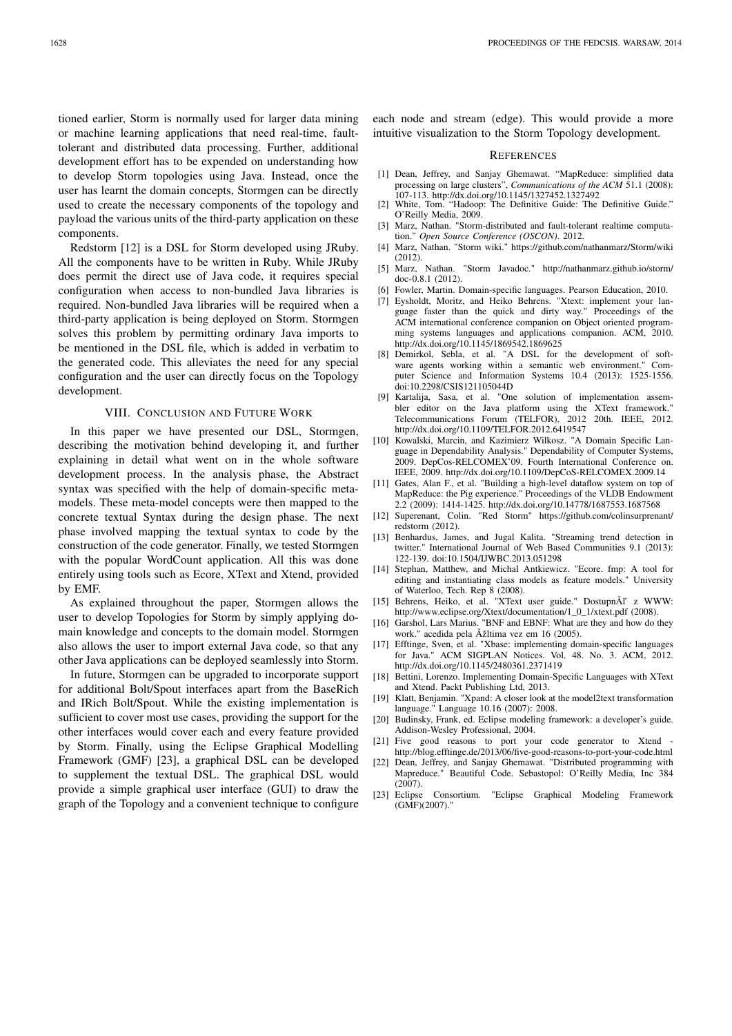tioned earlier, Storm is normally used for larger data mining or machine learning applications that need real-time, fault-tolerant and distributed data processing. Further, additional development effort has to be expended on understanding how to develop Storm topologies using Java. Instead, once the user has learnt the domain concepts, Stormgen can be directly used to create the necessary components of the topology and payload the various units of the third-party application on these components.

Redstorm [12] is a DSL for Storm developed using JRuby. All the components have to be written in Ruby. While JRuby does permit the direct use of Java code, it requires special configuration when access to non-bundled Java libraries is required. Non-bundled Java libraries will be required when a third-party application is being deployed on Storm. Stormgen solves this problem by permitting ordinary Java imports to be mentioned in the DSL file, which is added in verbatim to the generated code. This alleviates the need for any special configuration and the user can directly focus on the Topology development.

## VIII. Conclusion and Future Work

In this paper we have presented our DSL, Stormgen, describing the motivation behind developing it, and further explaining in detail what went on in the whole software development process. In the analysis phase, the Abstract syntax was specified with the help of domain-specific meta-models. These meta-model concepts were then mapped to the concrete textual Syntax during the design phase. The next phase involved mapping the textual syntax to code by the construction of the code generator. Finally, we tested Stormgen with the popular WordCount application. All this was done entirely using tools such as Ecore, XText and Xtend, provided by EMF.

As explained throughout the paper, Stormgen allows the user to develop Topologies for Storm by simply applying domain knowledge and concepts to the domain model. Stormgen also allows the user to import external Java code, so that any other Java applications can be deployed seamlessly into Storm.

In future, Stormgen can be upgraded to incorporate support for additional Bolt/Spout interfaces apart from the BaseRich and IRich Bolt/Spout. While the existing implementation is sufficient to cover most use cases, providing the support for the other interfaces would cover each and every feature provided by Storm. Finally, using the Eclipse Graphical Modelling Framework (GMF) [23], a graphical DSL can be developed to supplement the textual DSL. The graphical DSL would provide a simple graphical user interface (GUI) to draw the graph of the Topology and a convenient technique to configure each node and stream (edge). This would provide a more intuitive visualization to the Storm Topology development.

## References

[1] Dean, Jeffrey, and Sanjay Ghemawat. "MapReduce: simplified data processing on large clusters", *Communications of the ACM* 51.1 (2008): 107-113. http://dx.doi.org/10.1145/1327452.1327492

[2] White, Tom. "Hadoop: The Definitive Guide: The Definitive Guide." O'Reilly Media, 2009.

[3] Marz, Nathan. "Storm-distributed and fault-tolerant realtime computation." *Open Source Conference (OSCON)*. 2012.

[4] Marz, Nathan. "Storm wiki." https://github.com/nathanmarz/Storm/wiki (2012).

[5] Marz, Nathan. "Storm Javadoc." http://nathanmarz.github.io/storm/doc-0.8.1 (2012).

[6] Fowler, Martin. Domain-specific languages. Pearson Education, 2010.

[7] Eysholdt, Moritz, and Heiko Behrens. "Xtext: implement your language faster than the quick and dirty way." Proceedings of the ACM international conference companion on Object oriented programming systems languages and applications companion. ACM, 2010. http://dx.doi.org/10.1145/1869542.1869625

[8] Demirkol, Sebla, et al. "A DSL for the development of software agents working within a semantic web environment." Computer Science and Information Systems 10.4 (2013): 1525-1556. doi:10.2298/CSIS121105044D

[9] Kartalija, Sasa, et al. "One solution of implementation assembler editor on the Java platform using the XText framework." Telecommunications Forum (TELFOR), 2012 20th. IEEE, 2012. http://dx.doi.org/10.1109/TELFOR.2012.6419547

[10] Kowalski, Marcin, and Kazimierz Wilkosz. "A Domain Specific Language in Dependability Analysis." Dependability of Computer Systems, 2009. DepCos-RELCOMEX'09. Fourth International Conference on. IEEE, 2009. http://dx.doi.org/10.1109/DepCoS-RELCOMEX.2009.14

[11] Gates, Alan F., et al. "Building a high-level dataflow system on top of MapReduce: the Pig experience." Proceedings of the VLDB Endowment 2.2 (2009): 1414-1425. http://dx.doi.org/10.14778/1687553.1687568

[12] Superenant, Colin. "Red Storm" https://github.com/colinsurprenant/redstorm (2012).

[13] Benhardus, James, and Jugal Kalita. "Streaming trend detection in twitter." International Journal of Web Based Communities 9.1 (2013): 122-139. doi:10.1504/IJWBC.2013.051298

[14] Stephan, Matthew, and Michal Antkiewicz. "Ecore. fmp: A tool for editing and instantiating class models as feature models." University of Waterloo, Tech. Rep 8 (2008).

[15] Behrens, Heiko, et al. "XText user guide." DostupnÃl' z WWW: http://www.eclipse.org/Xtext/documentation/1_0_1/xtext.pdf (2008).

[16] Garshol, Lars Marius. "BNF and EBNF: What are they and how do they work." acedida pela Ãžltima vez em 16 (2005).

[17] Efftinge, Sven, et al. "Xbase: implementing domain-specific languages for Java." ACM SIGPLAN Notices. Vol. 48. No. 3. ACM, 2012. http://dx.doi.org/10.1145/2480361.2371419

[18] Bettini, Lorenzo. Implementing Domain-Specific Languages with XText and Xtend. Packt Publishing Ltd, 2013.

[19] Klatt, Benjamin. "Xpand: A closer look at the model2text transformation language." Language 10.16 (2007): 2008.

[20] Budinsky, Frank, ed. Eclipse modeling framework: a developer's guide. Addison-Wesley Professional, 2004.

[21] Five good reasons to port your code generator to Xtend - http://blog.efftinge.de/2013/06/five-good-reasons-to-port-your-code.html

[22] Dean, Jeffrey, and Sanjay Ghemawat. "Distributed programming with Mapreduce." Beautiful Code. Sebastopol: O'Reilly Media, Inc 384 (2007).

[23] Eclipse Consortium. "Eclipse Graphical Modeling Framework (GMF)(2007)."